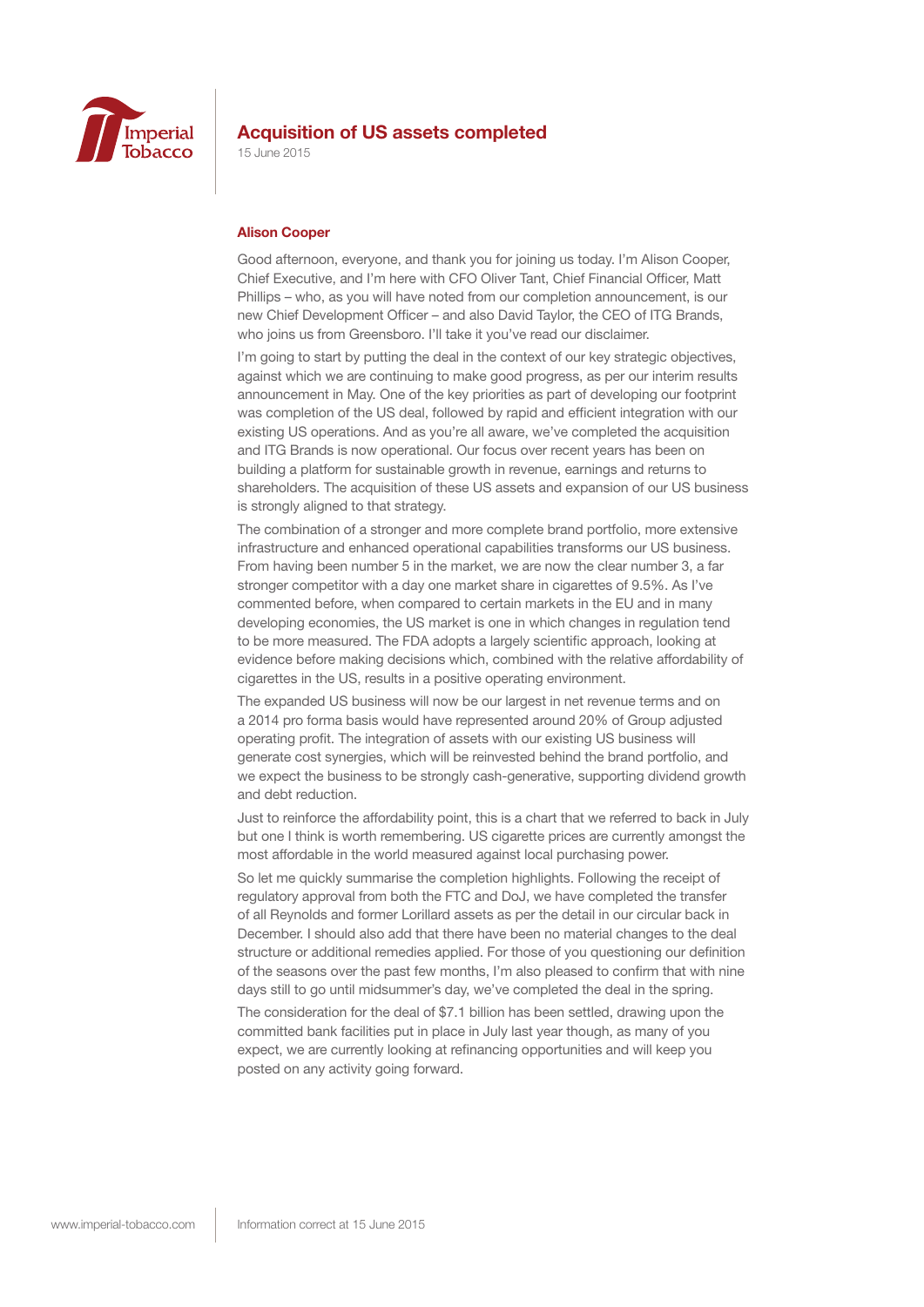# Acquisition of US assets completed

15 June 2015

**Alison Cooper**

Good afternoon, everyone, and thank you for joining us today. I'm Alison Cooper, Chief Executive, and I'm here with CFO Oliver Tant, Chief Financial Officer, Matt Phillips – who, as you will have noted from our completion announcement, is our new Chief Development Officer – and also David Taylor, the CEO of ITG Brands, who joins us from Greensboro. I'll take it you've read our disclaimer.

I'm going to start by putting the deal in the context of our key strategic objectives, against which we are continuing to make good progress, as per our interim results announcement in May. One of the key priorities as part of developing our footprint was completion of the US deal, followed by rapid and efficient integration with our existing US operations. And as you're all aware, we've completed the acquisition and ITG Brands is now operational. Our focus over recent years has been on building a platform for sustainable growth in revenue, earnings and returns to shareholders. The acquisition of these US assets and expansion of our US business is strongly aligned to that strategy.

The combination of a stronger and more complete brand portfolio, more extensive infrastructure and enhanced operational capabilities transforms our US business. From having been number 5 in the market, we are now the clear number 3, a far stronger competitor with a day one market share in cigarettes of 9.5%. As I've commented before, when compared to certain markets in the EU and in many developing economies, the US market is one in which changes in regulation tend to be more measured. The FDA adopts a largely scientific approach, looking at evidence before making decisions which, combined with the relative affordability of cigarettes in the US, results in a positive operating environment.

The expanded US business will now be our largest in net revenue terms and on a 2014 pro forma basis would have represented around 20% of Group adjusted operating profit. The integration of assets with our existing US business will generate cost synergies, which will be reinvested behind the brand portfolio, and we expect the business to be strongly cash-generative, supporting dividend growth and debt reduction.

Just to reinforce the affordability point, this is a chart that we referred to back in July but one I think is worth remembering. US cigarette prices are currently amongst the most affordable in the world measured against local purchasing power.

So let me quickly summarise the completion highlights. Following the receipt of regulatory approval from both the FTC and DoJ, we have completed the transfer of all Reynolds and former Lorillard assets as per the detail in our circular back in December. I should also add that there have been no material changes to the deal structure or additional remedies applied. For those of you questioning our definition of the seasons over the past few months, I'm also pleased to confirm that with nine days still to go until midsummer's day, we've completed the deal in the spring.

The consideration for the deal of $7.1 billion has been settled, drawing upon the committed bank facilities put in place in July last year though, as many of you expect, we are currently looking at refinancing opportunities and will keep you posted on any activity going forward.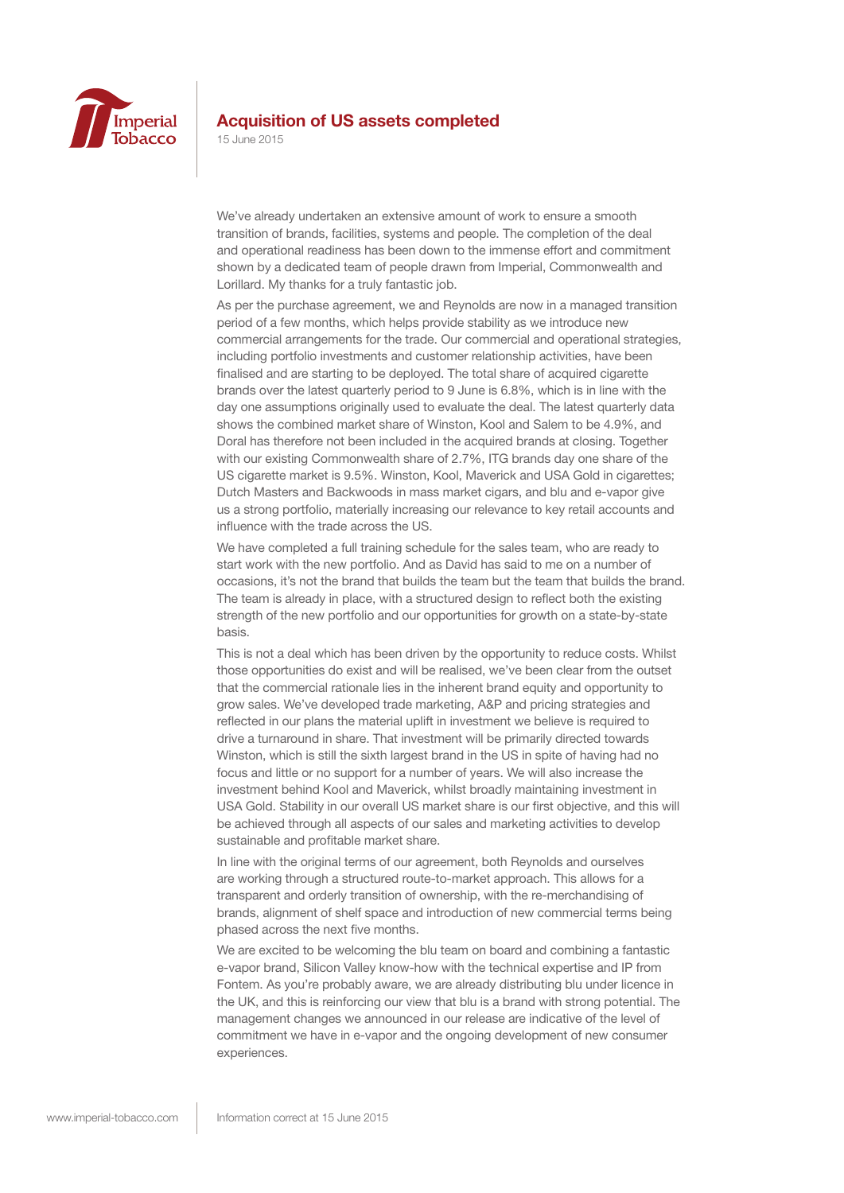## Acquisition of US assets completed

15 June 2015

We've already undertaken an extensive amount of work to ensure a smooth transition of brands, facilities, systems and people. The completion of the deal and operational readiness has been down to the immense effort and commitment shown by a dedicated team of people drawn from Imperial, Commonwealth and Lorillard. My thanks for a truly fantastic job.

As per the purchase agreement, we and Reynolds are now in a managed transition period of a few months, which helps provide stability as we introduce new commercial arrangements for the trade. Our commercial and operational strategies, including portfolio investments and customer relationship activities, have been finalised and are starting to be deployed. The total share of acquired cigarette brands over the latest quarterly period to 9 June is 6.8%, which is in line with the day one assumptions originally used to evaluate the deal. The latest quarterly data shows the combined market share of Winston, Kool and Salem to be 4.9%, and Doral has therefore not been included in the acquired brands at closing. Together with our existing Commonwealth share of 2.7%, ITG brands day one share of the US cigarette market is 9.5%. Winston, Kool, Maverick and USA Gold in cigarettes; Dutch Masters and Backwoods in mass market cigars, and blu and e-vapor give us a strong portfolio, materially increasing our relevance to key retail accounts and influence with the trade across the US.

We have completed a full training schedule for the sales team, who are ready to start work with the new portfolio. And as David has said to me on a number of occasions, it's not the brand that builds the team but the team that builds the brand. The team is already in place, with a structured design to reflect both the existing strength of the new portfolio and our opportunities for growth on a state-by-state basis.

This is not a deal which has been driven by the opportunity to reduce costs. Whilst those opportunities do exist and will be realised, we've been clear from the outset that the commercial rationale lies in the inherent brand equity and opportunity to grow sales. We've developed trade marketing, A&P and pricing strategies and reflected in our plans the material uplift in investment we believe is required to drive a turnaround in share. That investment will be primarily directed towards Winston, which is still the sixth largest brand in the US in spite of having had no focus and little or no support for a number of years. We will also increase the investment behind Kool and Maverick, whilst broadly maintaining investment in USA Gold. Stability in our overall US market share is our first objective, and this will be achieved through all aspects of our sales and marketing activities to develop sustainable and profitable market share.

In line with the original terms of our agreement, both Reynolds and ourselves are working through a structured route-to-market approach. This allows for a transparent and orderly transition of ownership, with the re-merchandising of brands, alignment of shelf space and introduction of new commercial terms being phased across the next five months.

We are excited to be welcoming the blu team on board and combining a fantastic e-vapor brand, Silicon Valley know-how with the technical expertise and IP from Fontem. As you're probably aware, we are already distributing blu under licence in the UK, and this is reinforcing our view that blu is a brand with strong potential. The management changes we announced in our release are indicative of the level of commitment we have in e-vapor and the ongoing development of new consumer experiences.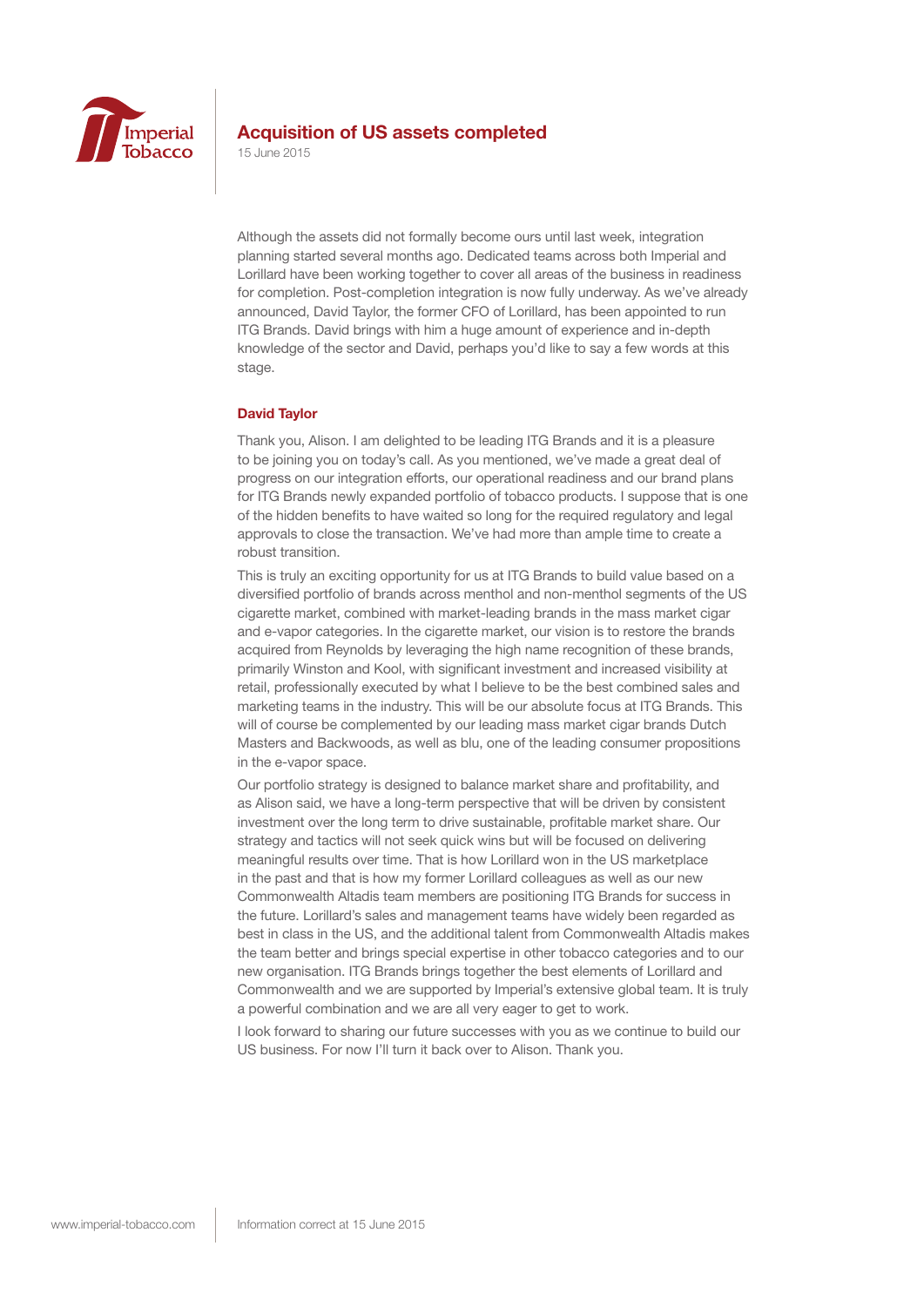# Acquisition of US assets completed

15 June 2015

Although the assets did not formally become ours until last week, integration planning started several months ago. Dedicated teams across both Imperial and Lorillard have been working together to cover all areas of the business in readiness for completion. Post-completion integration is now fully underway. As we've already announced, David Taylor, the former CFO of Lorillard, has been appointed to run ITG Brands. David brings with him a huge amount of experience and in-depth knowledge of the sector and David, perhaps you'd like to say a few words at this stage.

**David Taylor**

Thank you, Alison. I am delighted to be leading ITG Brands and it is a pleasure to be joining you on today's call. As you mentioned, we've made a great deal of progress on our integration efforts, our operational readiness and our brand plans for ITG Brands newly expanded portfolio of tobacco products. I suppose that is one of the hidden benefits to have waited so long for the required regulatory and legal approvals to close the transaction. We've had more than ample time to create a robust transition.

This is truly an exciting opportunity for us at ITG Brands to build value based on a diversified portfolio of brands across menthol and non-menthol segments of the US cigarette market, combined with market-leading brands in the mass market cigar and e-vapor categories. In the cigarette market, our vision is to restore the brands acquired from Reynolds by leveraging the high name recognition of these brands, primarily Winston and Kool, with significant investment and increased visibility at retail, professionally executed by what I believe to be the best combined sales and marketing teams in the industry. This will be our absolute focus at ITG Brands. This will of course be complemented by our leading mass market cigar brands Dutch Masters and Backwoods, as well as blu, one of the leading consumer propositions in the e-vapor space.

Our portfolio strategy is designed to balance market share and profitability, and as Alison said, we have a long-term perspective that will be driven by consistent investment over the long term to drive sustainable, profitable market share. Our strategy and tactics will not seek quick wins but will be focused on delivering meaningful results over time. That is how Lorillard won in the US marketplace in the past and that is how my former Lorillard colleagues as well as our new Commonwealth Altadis team members are positioning ITG Brands for success in the future. Lorillard's sales and management teams have widely been regarded as best in class in the US, and the additional talent from Commonwealth Altadis makes the team better and brings special expertise in other tobacco categories and to our new organisation. ITG Brands brings together the best elements of Lorillard and Commonwealth and we are supported by Imperial's extensive global team. It is truly a powerful combination and we are all very eager to get to work.

I look forward to sharing our future successes with you as we continue to build our US business. For now I'll turn it back over to Alison. Thank you.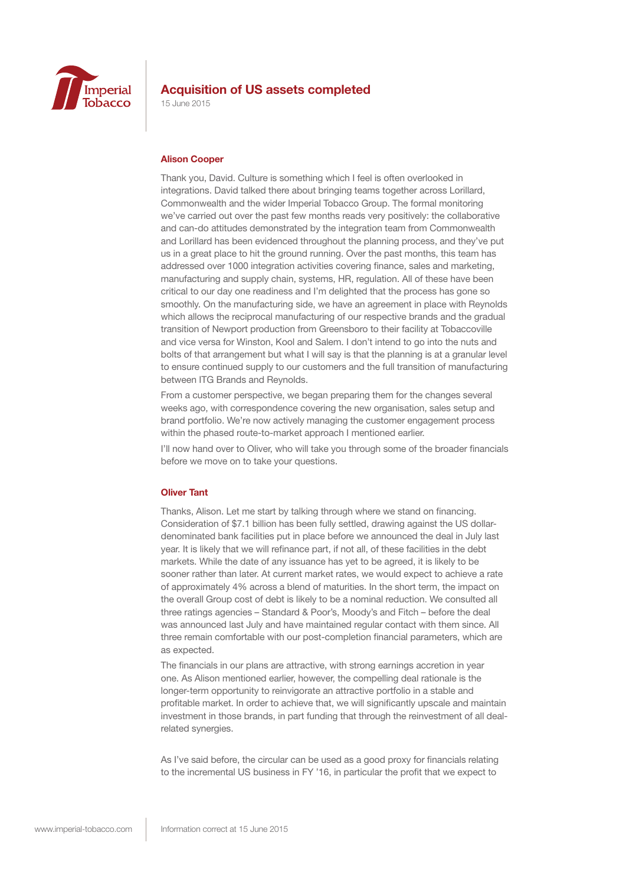## Acquisition of US assets completed

15 June 2015

**Alison Cooper**

Thank you, David. Culture is something which I feel is often overlooked in integrations. David talked there about bringing teams together across Lorillard, Commonwealth and the wider Imperial Tobacco Group. The formal monitoring we've carried out over the past few months reads very positively: the collaborative and can-do attitudes demonstrated by the integration team from Commonwealth and Lorillard has been evidenced throughout the planning process, and they've put us in a great place to hit the ground running. Over the past months, this team has addressed over 1000 integration activities covering finance, sales and marketing, manufacturing and supply chain, systems, HR, regulation. All of these have been critical to our day one readiness and I'm delighted that the process has gone so smoothly. On the manufacturing side, we have an agreement in place with Reynolds which allows the reciprocal manufacturing of our respective brands and the gradual transition of Newport production from Greensboro to their facility at Tobaccoville and vice versa for Winston, Kool and Salem. I don't intend to go into the nuts and bolts of that arrangement but what I will say is that the planning is at a granular level to ensure continued supply to our customers and the full transition of manufacturing between ITG Brands and Reynolds.

From a customer perspective, we began preparing them for the changes several weeks ago, with correspondence covering the new organisation, sales setup and brand portfolio. We're now actively managing the customer engagement process within the phased route-to-market approach I mentioned earlier.

I'll now hand over to Oliver, who will take you through some of the broader financials before we move on to take your questions.

**Oliver Tant**

Thanks, Alison. Let me start by talking through where we stand on financing. Consideration of $7.1 billion has been fully settled, drawing against the US dollar-denominated bank facilities put in place before we announced the deal in July last year. It is likely that we will refinance part, if not all, of these facilities in the debt markets. While the date of any issuance has yet to be agreed, it is likely to be sooner rather than later. At current market rates, we would expect to achieve a rate of approximately 4% across a blend of maturities. In the short term, the impact on the overall Group cost of debt is likely to be a nominal reduction. We consulted all three ratings agencies – Standard & Poor's, Moody's and Fitch – before the deal was announced last July and have maintained regular contact with them since. All three remain comfortable with our post-completion financial parameters, which are as expected.

The financials in our plans are attractive, with strong earnings accretion in year one. As Alison mentioned earlier, however, the compelling deal rationale is the longer-term opportunity to reinvigorate an attractive portfolio in a stable and profitable market. In order to achieve that, we will significantly upscale and maintain investment in those brands, in part funding that through the reinvestment of all deal-related synergies.

As I've said before, the circular can be used as a good proxy for financials relating to the incremental US business in FY '16, in particular the profit that we expect to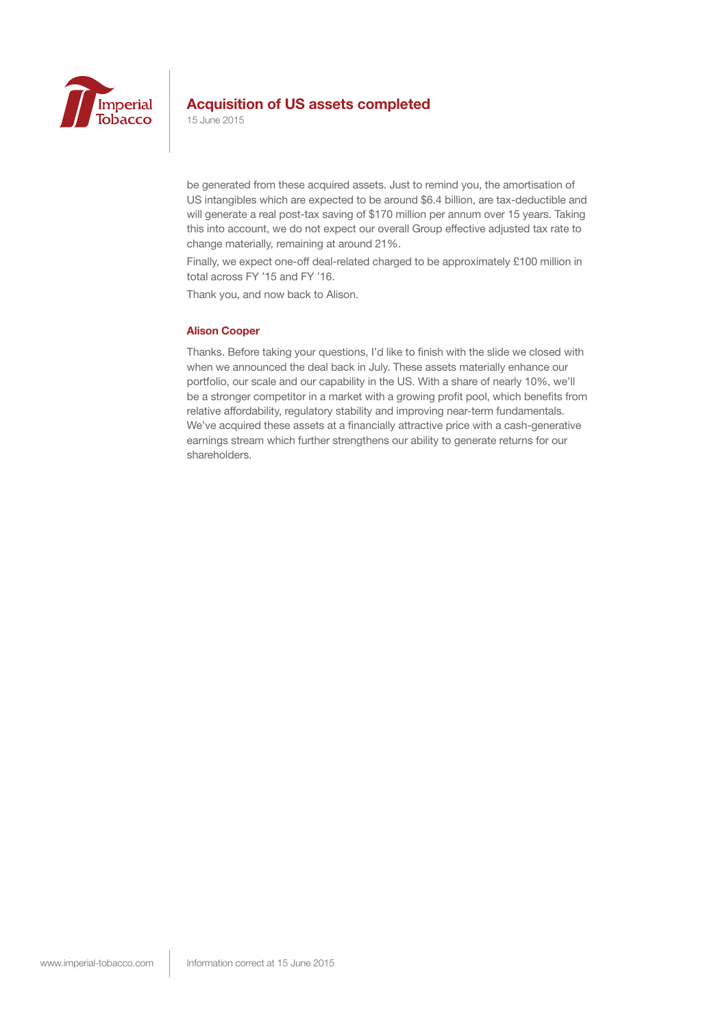be generated from these acquired assets. Just to remind you, the amortisation of US intangibles which are expected to be around $6.4 billion, are tax-deductible and will generate a real post-tax saving of $170 million per annum over 15 years. Taking this into account, we do not expect our overall Group effective adjusted tax rate to change materially, remaining at around 21%.

Finally, we expect one-off deal-related charged to be approximately £100 million in total across FY '15 and FY '16.

Thank you, and now back to Alison.

**Alison Cooper**

Thanks. Before taking your questions, I'd like to finish with the slide we closed with when we announced the deal back in July. These assets materially enhance our portfolio, our scale and our capability in the US. With a share of nearly 10%, we'll be a stronger competitor in a market with a growing profit pool, which benefits from relative affordability, regulatory stability and improving near-term fundamentals. We've acquired these assets at a financially attractive price with a cash-generative earnings stream which further strengthens our ability to generate returns for our shareholders.